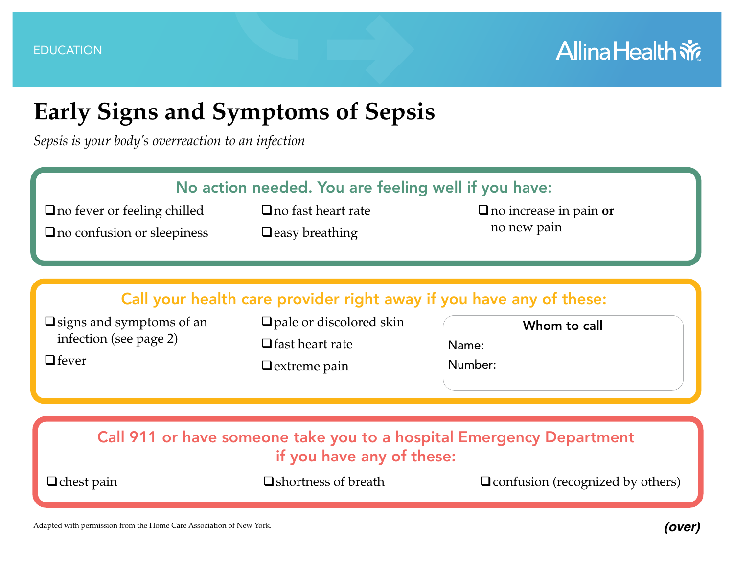EDUCATION

Allina Health

# Early Signs and Symptoms of Sepsis

*Sepsis is your body's overreaction to an infection*

## No action needed. You are feeling well if you have:

- ❑ no fever or feeling chilled
- ❑ no confusion or sleepiness
- ❑ no fast heart rate
- ❑ easy breathing
- ❑ no increase in pain **or** no new pain

## Call your health care provider right away if you have any of these:

- ❑ signs and symptoms of an infection (see page 2)
- ❑ fever
- ❑ pale or discolored skin
- ❑ fast heart rate
- ❑ extreme pain

**Whom to call**

Name:

Number:

## Call 911 or have someone take you to a hospital Emergency Department if you have any of these:

- ❑ chest pain
- ❑ shortness of breath
- ❑ confusion (recognized by others)

Adapted with permission from the Home Care Association of New York.

***(over)***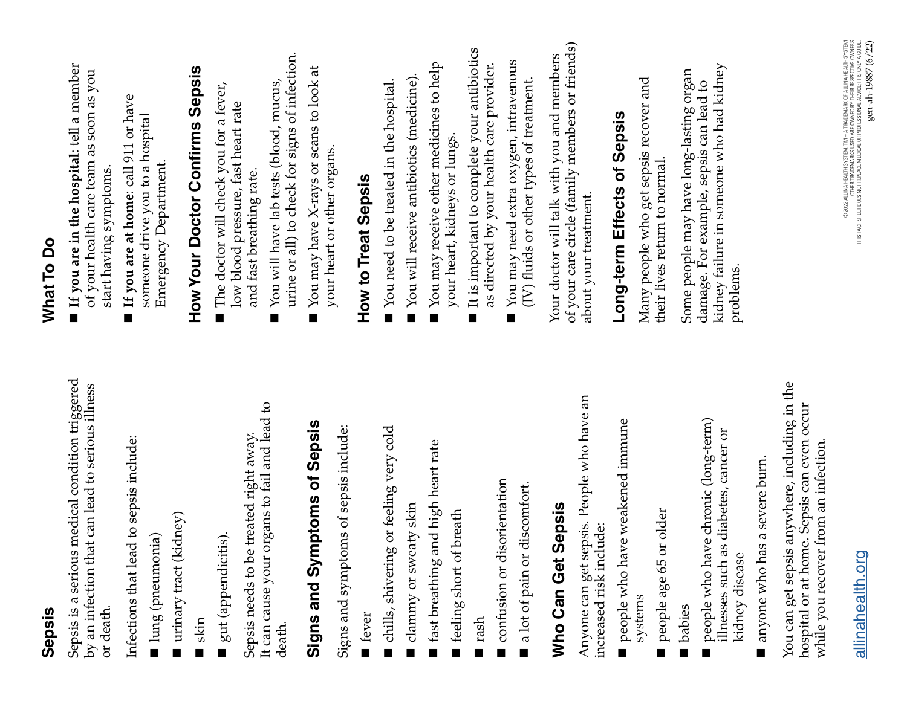## Sepsis

Sepsis is a serious medical condition triggered by an infection that can lead to serious illness or death.

Infections that lead to sepsis include:

- lung (pneumonia)
- urinary tract (kidney)
- skin
- gut (appendicitis).

Sepsis needs to be treated right away. It can cause your organs to fail and lead to death.

## Signs and Symptoms of Sepsis

Signs and symptoms of sepsis include:

- fever
- chills, shivering or feeling very cold
- clammy or sweaty skin
- fast breathing and high heart rate
- feeling short of breath
- rash
- confusion or disorientation
- a lot of pain or discomfort.

## Who Can Get Sepsis

Anyone can get sepsis. People who have an increased risk include:

- people who have weakened immune systems
- people age 65 or older
- babies
- people who have chronic (long-term) illnesses such as diabetes, cancer or kidney disease
- anyone who has a severe burn.

You can get sepsis anywhere, including in the hospital or at home. Sepsis can even occur while you recover from an infection.

allinahealth.org

## What To Do

- **If you are in the hospital**: tell a member of your health care team as soon as you start having symptoms.
- **If you are at home**: call 911 or have someone drive you to a hospital Emergency Department.

## How Your Doctor Confirms Sepsis

- The doctor will check you for a fever, low blood pressure, fast heart rate and fast breathing rate.
- You will have lab tests (blood, mucus, urine or all) to check for signs of infection.
- You may have X-rays or scans to look at your heart or other organs.

## How to Treat Sepsis

- You need to be treated in the hospital.
- You will receive antibiotics (medicine).
- You may receive other medicines to help your heart, kidneys or lungs.
- It is important to complete your antibiotics as directed by your health care provider.
- You may need extra oxygen, intravenous (IV) fluids or other types of treatment.

Your doctor will talk with you and members of your care circle (family members or friends) about your treatment.

## Long-term Effects of Sepsis

Many people who get sepsis recover and their lives return to normal.

Some people may have long-lasting organ damage. For example, sepsis can lead to kidney failure in someone who had kidney problems.

© 2022 ALLINA HEALTH SYSTEM. TM – A TRADEMARK OF ALLINA HEALTH SYSTEM. OTHER TRADEMARKS USED ARE OWNED BY THEIR RESPECTIVE OWNERS. THIS FACT SHEET DOES NOT REPLACE MEDICAL OR PROFESSIONAL ADVICE; IT IS ONLY A GUIDE.
gen-ah-19887 (6/22)